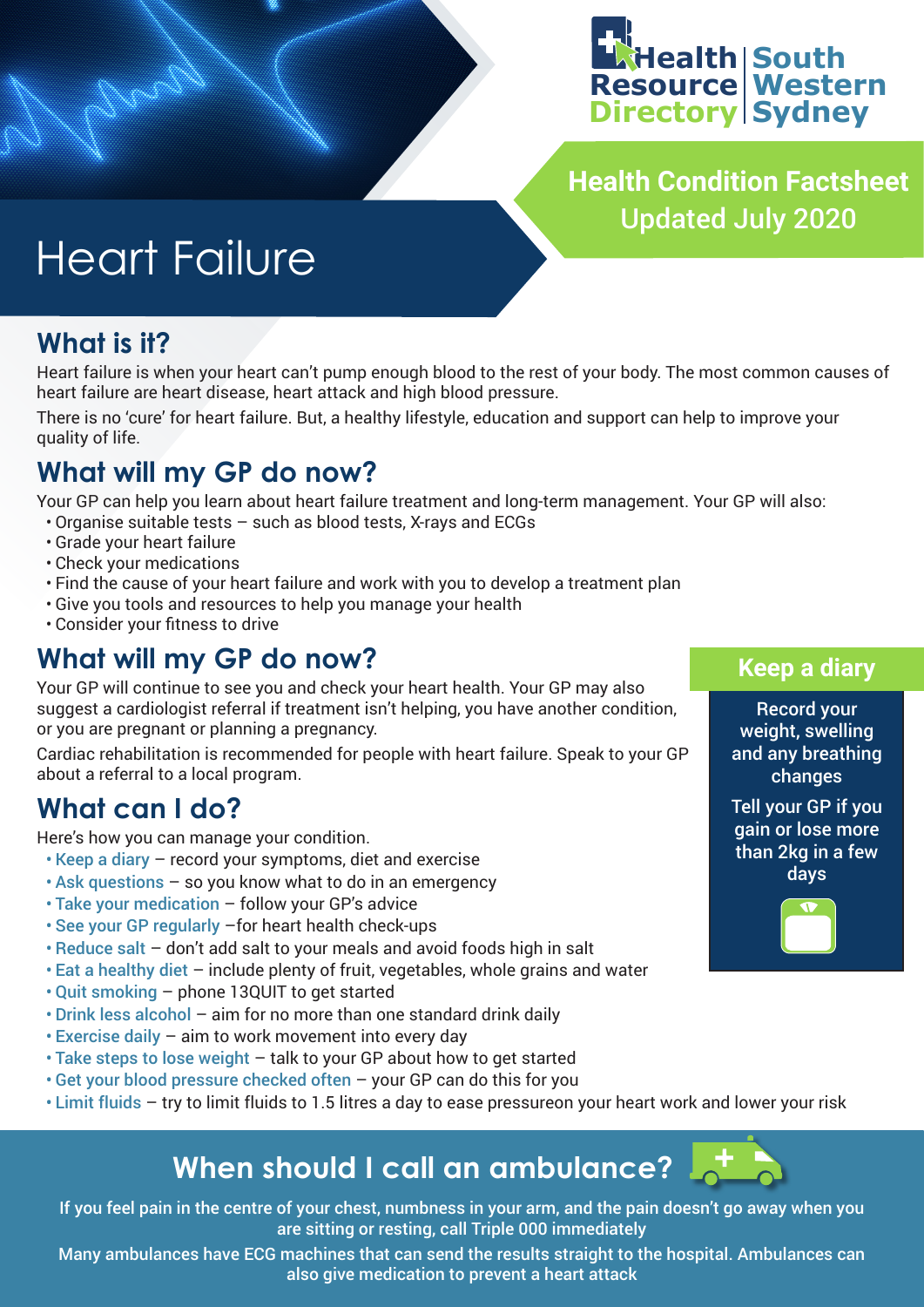Health Resource Directory | South Western Sydney

**Health Condition Factsheet**
Updated July 2020

# Heart Failure

## What is it?

Heart failure is when your heart can't pump enough blood to the rest of your body. The most common causes of heart failure are heart disease, heart attack and high blood pressure.

There is no 'cure' for heart failure. But, a healthy lifestyle, education and support can help to improve your quality of life.

## What will my GP do now?

Your GP can help you learn about heart failure treatment and long-term management. Your GP will also:

- Organise suitable tests – such as blood tests, X-rays and ECGs
- Grade your heart failure
- Check your medications
- Find the cause of your heart failure and work with you to develop a treatment plan
- Give you tools and resources to help you manage your health
- Consider your fitness to drive

## What will my GP do now?

Your GP will continue to see you and check your heart health. Your GP may also suggest a cardiologist referral if treatment isn't helping, you have another condition, or you are pregnant or planning a pregnancy.

Cardiac rehabilitation is recommended for people with heart failure. Speak to your GP about a referral to a local program.

### Keep a diary

Record your weight, swelling and any breathing changes

Tell your GP if you gain or lose more than 2kg in a few days

## What can I do?

Here's how you can manage your condition.

- Keep a diary – record your symptoms, diet and exercise
- Ask questions – so you know what to do in an emergency
- Take your medication – follow your GP's advice
- See your GP regularly –for heart health check-ups
- Reduce salt – don't add salt to your meals and avoid foods high in salt
- Eat a healthy diet – include plenty of fruit, vegetables, whole grains and water
- Quit smoking – phone 13QUIT to get started
- Drink less alcohol – aim for no more than one standard drink daily
- Exercise daily – aim to work movement into every day
- Take steps to lose weight – talk to your GP about how to get started
- Get your blood pressure checked often – your GP can do this for you
- Limit fluids – try to limit fluids to 1.5 litres a day to ease pressureon your heart work and lower your risk

## When should I call an ambulance?

If you feel pain in the centre of your chest, numbness in your arm, and the pain doesn't go away when you are sitting or resting, call Triple 000 immediately

Many ambulances have ECG machines that can send the results straight to the hospital. Ambulances can also give medication to prevent a heart attack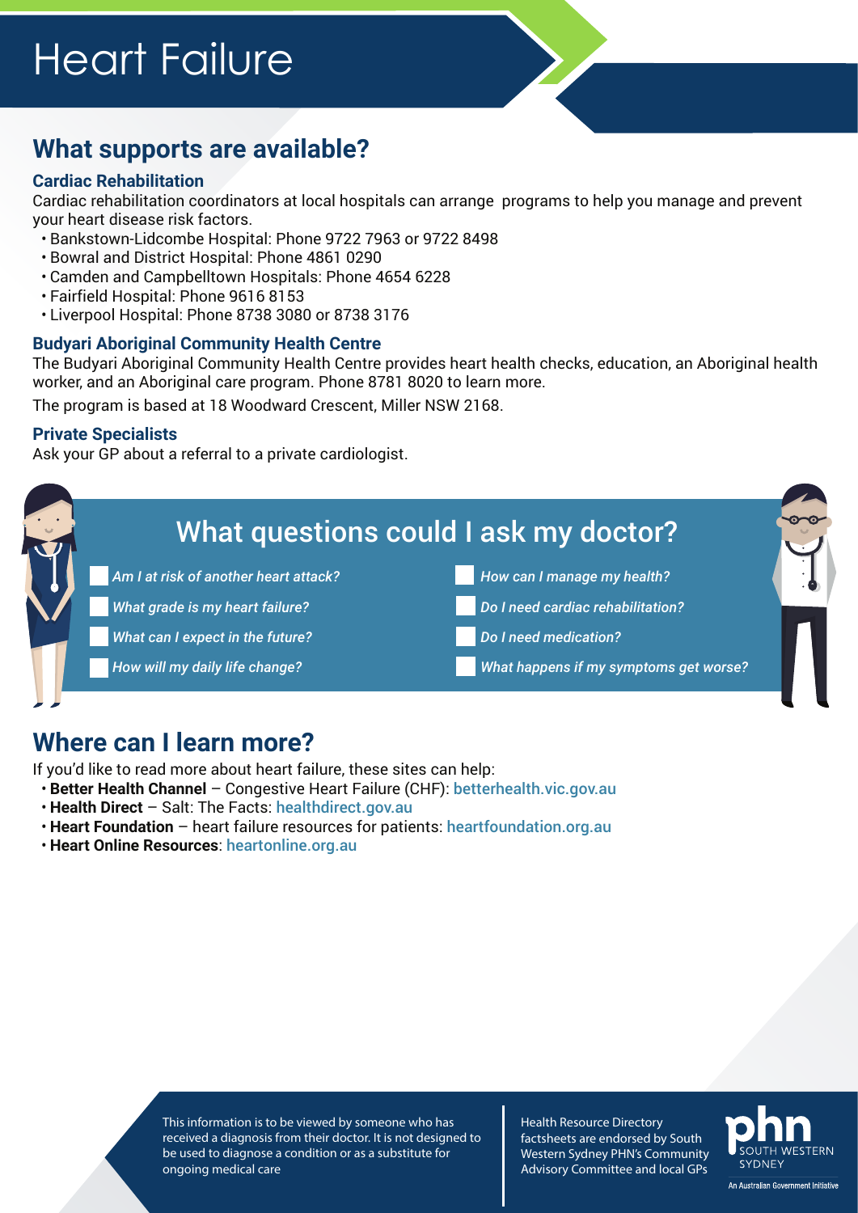# Heart Failure

## What supports are available?

### Cardiac Rehabilitation

Cardiac rehabilitation coordinators at local hospitals can arrange programs to help you manage and prevent your heart disease risk factors.

- Bankstown-Lidcombe Hospital: Phone 9722 7963 or 9722 8498
- Bowral and District Hospital: Phone 4861 0290
- Camden and Campbelltown Hospitals: Phone 4654 6228
- Fairfield Hospital: Phone 9616 8153
- Liverpool Hospital: Phone 8738 3080 or 8738 3176

### Budyari Aboriginal Community Health Centre

The Budyari Aboriginal Community Health Centre provides heart health checks, education, an Aboriginal health worker, and an Aboriginal care program. Phone 8781 8020 to learn more.

The program is based at 18 Woodward Crescent, Miller NSW 2168.

### Private Specialists

Ask your GP about a referral to a private cardiologist.

## What questions could I ask my doctor?

- [ ] *Am I at risk of another heart attack?*
- [ ] *What grade is my heart failure?*
- [ ] *What can I expect in the future?*
- [ ] *How will my daily life change?*
- [ ] *How can I manage my health?*
- [ ] *Do I need cardiac rehabilitation?*
- [ ] *Do I need medication?*
- [ ] *What happens if my symptoms get worse?*

## Where can I learn more?

If you'd like to read more about heart failure, these sites can help:

- **Better Health Channel** – Congestive Heart Failure (CHF): betterhealth.vic.gov.au
- **Health Direct** – Salt: The Facts: healthdirect.gov.au
- **Heart Foundation** – heart failure resources for patients: heartfoundation.org.au
- **Heart Online Resources**: heartonline.org.au

This information is to be viewed by someone who has received a diagnosis from their doctor. It is not designed to be used to diagnose a condition or as a substitute for ongoing medical care

Health Resource Directory factsheets are endorsed by South Western Sydney PHN's Community Advisory Committee and local GPs

phn SOUTH WESTERN SYDNEY

An Australian Government Initiative